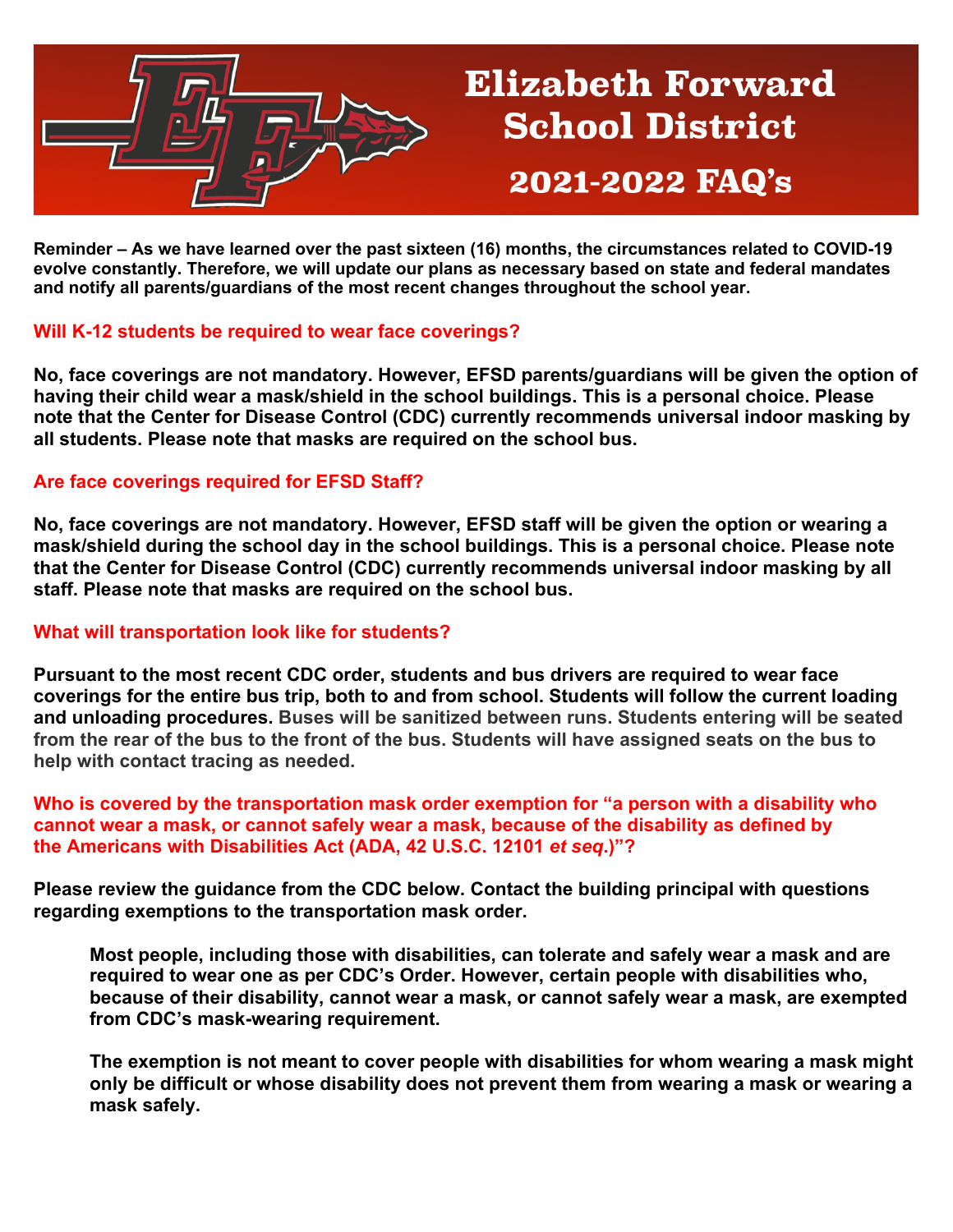# Elizabeth Forward School District

## 2021-2022 FAQ's

**Reminder – As we have learned over the past sixteen (16) months, the circumstances related to COVID-19 evolve constantly. Therefore, we will update our plans as necessary based on state and federal mandates and notify all parents/guardians of the most recent changes throughout the school year.**

### Will K-12 students be required to wear face coverings?

**No, face coverings are not mandatory. However, EFSD parents/guardians will be given the option of having their child wear a mask/shield in the school buildings. This is a personal choice. Please note that the Center for Disease Control (CDC) currently recommends universal indoor masking by all students. Please note that masks are required on the school bus.**

### Are face coverings required for EFSD Staff?

**No, face coverings are not mandatory. However, EFSD staff will be given the option or wearing a mask/shield during the school day in the school buildings. This is a personal choice. Please note that the Center for Disease Control (CDC) currently recommends universal indoor masking by all staff. Please note that masks are required on the school bus.**

### What will transportation look like for students?

**Pursuant to the most recent CDC order, students and bus drivers are required to wear face coverings for the entire bus trip, both to and from school. Students will follow the current loading and unloading procedures. Buses will be sanitized between runs. Students entering will be seated from the rear of the bus to the front of the bus. Students will have assigned seats on the bus to help with contact tracing as needed.**

### Who is covered by the transportation mask order exemption for "a person with a disability who cannot wear a mask, or cannot safely wear a mask, because of the disability as defined by the Americans with Disabilities Act (ADA, 42 U.S.C. 12101 *et seq*.)"?

**Please review the guidance from the CDC below. Contact the building principal with questions regarding exemptions to the transportation mask order.**

> **Most people, including those with disabilities, can tolerate and safely wear a mask and are required to wear one as per CDC's Order. However, certain people with disabilities who, because of their disability, cannot wear a mask, or cannot safely wear a mask, are exempted from CDC's mask-wearing requirement.**
>
> **The exemption is not meant to cover people with disabilities for whom wearing a mask might only be difficult or whose disability does not prevent them from wearing a mask or wearing a mask safely.**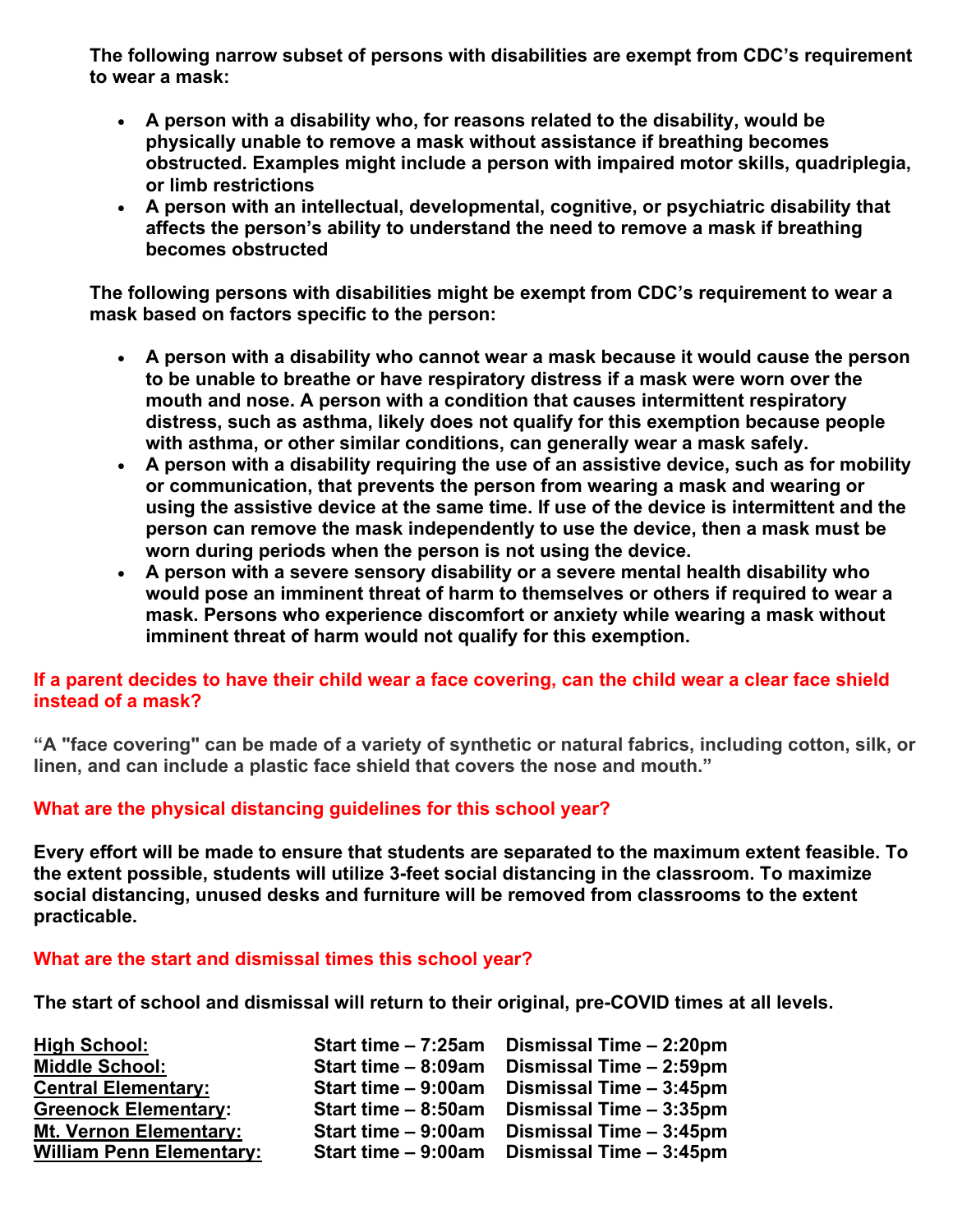**The following narrow subset of persons with disabilities are exempt from CDC's requirement to wear a mask:**

- **A person with a disability who, for reasons related to the disability, would be physically unable to remove a mask without assistance if breathing becomes obstructed. Examples might include a person with impaired motor skills, quadriplegia, or limb restrictions**
- **A person with an intellectual, developmental, cognitive, or psychiatric disability that affects the person's ability to understand the need to remove a mask if breathing becomes obstructed**

**The following persons with disabilities might be exempt from CDC's requirement to wear a mask based on factors specific to the person:**

- **A person with a disability who cannot wear a mask because it would cause the person to be unable to breathe or have respiratory distress if a mask were worn over the mouth and nose. A person with a condition that causes intermittent respiratory distress, such as asthma, likely does not qualify for this exemption because people with asthma, or other similar conditions, can generally wear a mask safely.**
- **A person with a disability requiring the use of an assistive device, such as for mobility or communication, that prevents the person from wearing a mask and wearing or using the assistive device at the same time. If use of the device is intermittent and the person can remove the mask independently to use the device, then a mask must be worn during periods when the person is not using the device.**
- **A person with a severe sensory disability or a severe mental health disability who would pose an imminent threat of harm to themselves or others if required to wear a mask. Persons who experience discomfort or anxiety while wearing a mask without imminent threat of harm would not qualify for this exemption.**

### If a parent decides to have their child wear a face covering, can the child wear a clear face shield instead of a mask?

**"A "face covering" can be made of a variety of synthetic or natural fabrics, including cotton, silk, or linen, and can include a plastic face shield that covers the nose and mouth."**

### What are the physical distancing guidelines for this school year?

**Every effort will be made to ensure that students are separated to the maximum extent feasible. To the extent possible, students will utilize 3-feet social distancing in the classroom. To maximize social distancing, unused desks and furniture will be removed from classrooms to the extent practicable.**

### What are the start and dismissal times this school year?

**The start of school and dismissal will return to their original, pre-COVID times at all levels.**

| School | Start Time | Dismissal Time |
|---|---|---|
| **High School:** | **Start time – 7:25am** | **Dismissal Time – 2:20pm** |
| **Middle School:** | **Start time – 8:09am** | **Dismissal Time – 2:59pm** |
| **Central Elementary:** | **Start time – 9:00am** | **Dismissal Time – 3:45pm** |
| **Greenock Elementary:** | **Start time – 8:50am** | **Dismissal Time – 3:35pm** |
| **Mt. Vernon Elementary:** | **Start time – 9:00am** | **Dismissal Time – 3:45pm** |
| **William Penn Elementary:** | **Start time – 9:00am** | **Dismissal Time – 3:45pm** |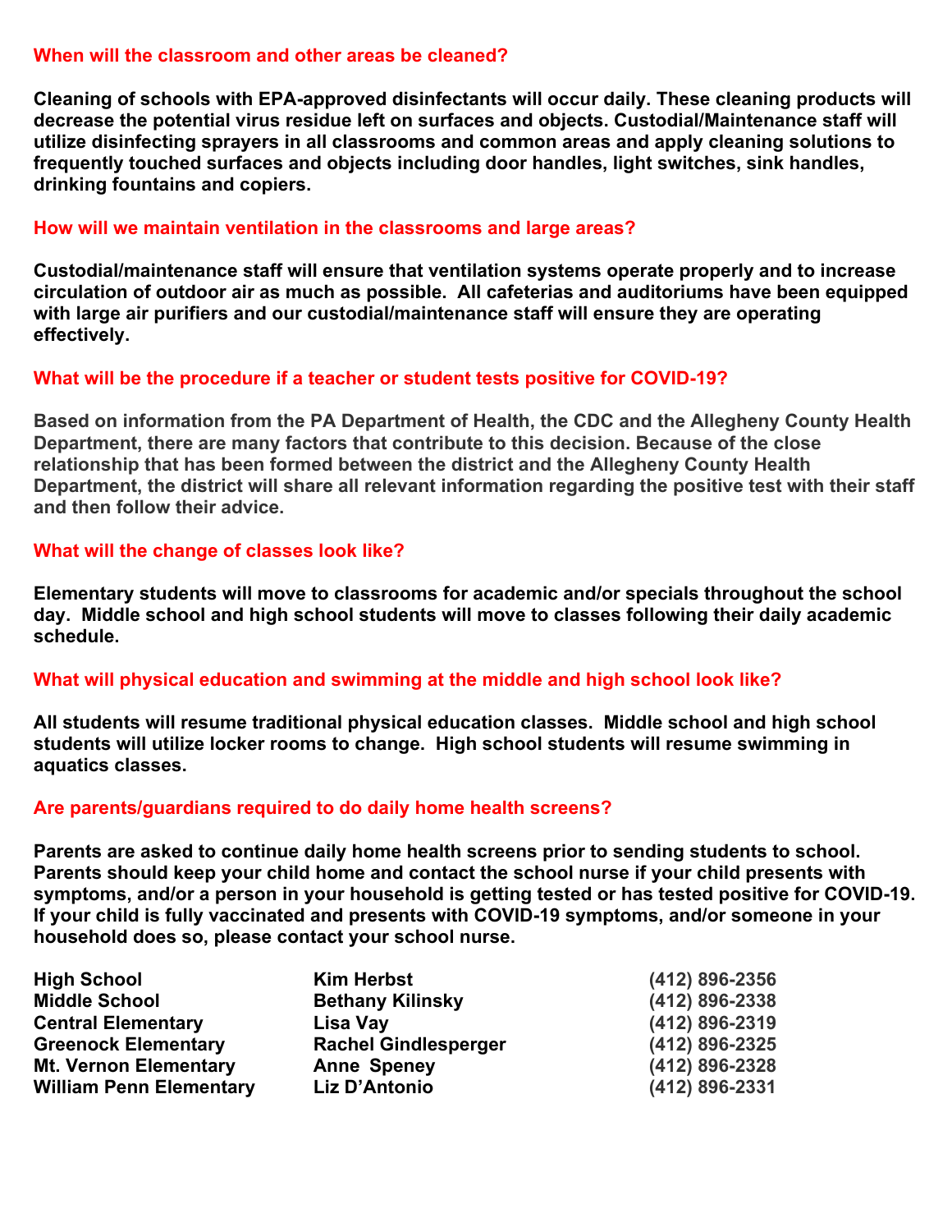### When will the classroom and other areas be cleaned?

**Cleaning of schools with EPA-approved disinfectants will occur daily. These cleaning products will decrease the potential virus residue left on surfaces and objects. Custodial/Maintenance staff will utilize disinfecting sprayers in all classrooms and common areas and apply cleaning solutions to frequently touched surfaces and objects including door handles, light switches, sink handles, drinking fountains and copiers.**

### How will we maintain ventilation in the classrooms and large areas?

**Custodial/maintenance staff will ensure that ventilation systems operate properly and to increase circulation of outdoor air as much as possible. All cafeterias and auditoriums have been equipped with large air purifiers and our custodial/maintenance staff will ensure they are operating effectively.**

### What will be the procedure if a teacher or student tests positive for COVID-19?

**Based on information from the PA Department of Health, the CDC and the Allegheny County Health Department, there are many factors that contribute to this decision. Because of the close relationship that has been formed between the district and the Allegheny County Health Department, the district will share all relevant information regarding the positive test with their staff and then follow their advice.**

### What will the change of classes look like?

**Elementary students will move to classrooms for academic and/or specials throughout the school day. Middle school and high school students will move to classes following their daily academic schedule.**

### What will physical education and swimming at the middle and high school look like?

**All students will resume traditional physical education classes. Middle school and high school students will utilize locker rooms to change. High school students will resume swimming in aquatics classes.**

### Are parents/guardians required to do daily home health screens?

**Parents are asked to continue daily home health screens prior to sending students to school. Parents should keep your child home and contact the school nurse if your child presents with symptoms, and/or a person in your household is getting tested or has tested positive for COVID-19. If your child is fully vaccinated and presents with COVID-19 symptoms, and/or someone in your household does so, please contact your school nurse.**

| | | |
|---|---|---|
| **High School** | **Kim Herbst** | **(412) 896-2356** |
| **Middle School** | **Bethany Kilinsky** | **(412) 896-2338** |
| **Central Elementary** | **Lisa Vay** | **(412) 896-2319** |
| **Greenock Elementary** | **Rachel Gindlesperger** | **(412) 896-2325** |
| **Mt. Vernon Elementary** | **Anne Speney** | **(412) 896-2328** |
| **William Penn Elementary** | **Liz D'Antonio** | **(412) 896-2331** |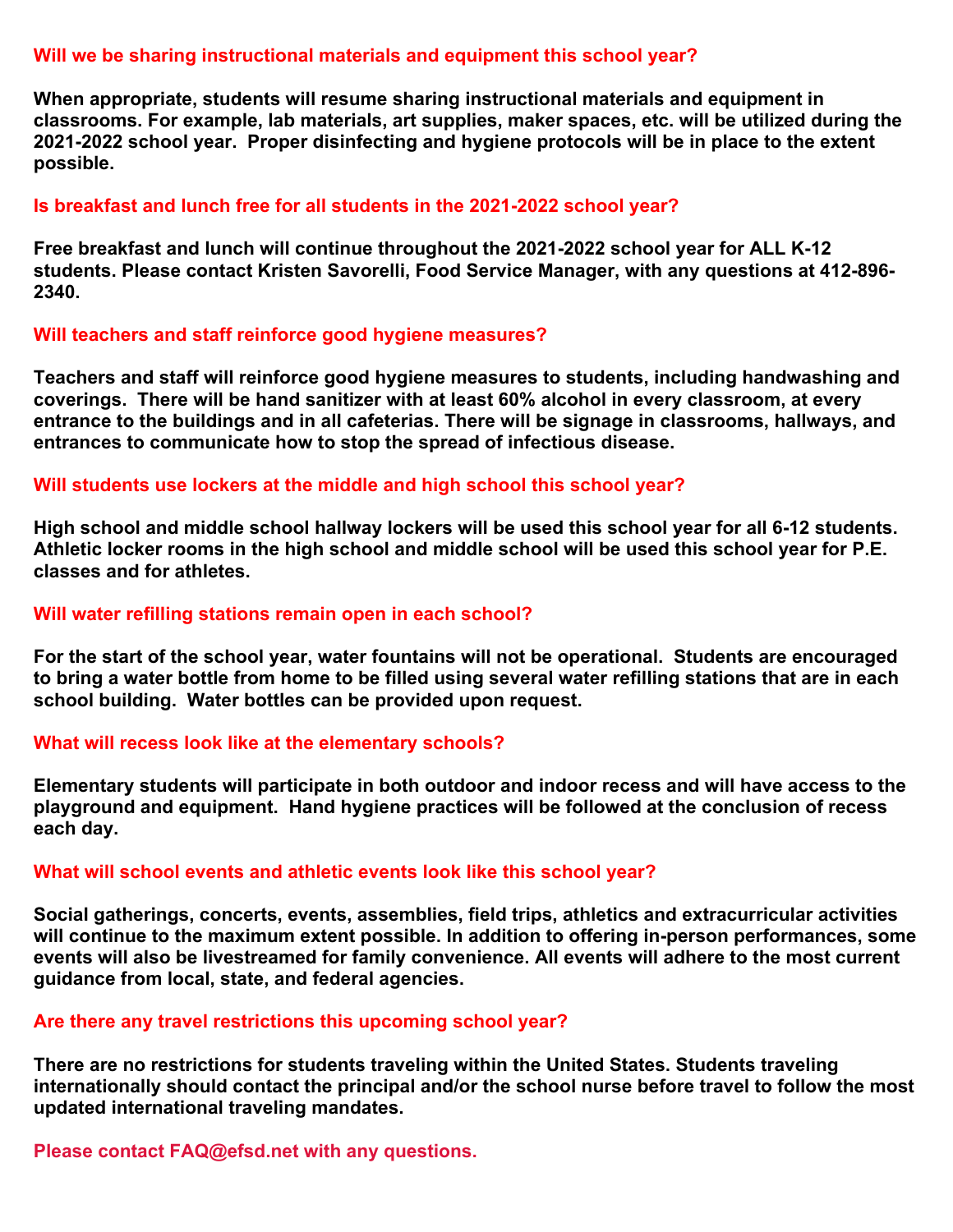**Will we be sharing instructional materials and equipment this school year?**

**When appropriate, students will resume sharing instructional materials and equipment in classrooms. For example, lab materials, art supplies, maker spaces, etc. will be utilized during the 2021-2022 school year. Proper disinfecting and hygiene protocols will be in place to the extent possible.**

**Is breakfast and lunch free for all students in the 2021-2022 school year?**

**Free breakfast and lunch will continue throughout the 2021-2022 school year for ALL K-12 students. Please contact Kristen Savorelli, Food Service Manager, with any questions at 412-896-2340.**

**Will teachers and staff reinforce good hygiene measures?**

**Teachers and staff will reinforce good hygiene measures to students, including handwashing and coverings. There will be hand sanitizer with at least 60% alcohol in every classroom, at every entrance to the buildings and in all cafeterias. There will be signage in classrooms, hallways, and entrances to communicate how to stop the spread of infectious disease.**

**Will students use lockers at the middle and high school this school year?**

**High school and middle school hallway lockers will be used this school year for all 6-12 students. Athletic locker rooms in the high school and middle school will be used this school year for P.E. classes and for athletes.**

**Will water refilling stations remain open in each school?**

**For the start of the school year, water fountains will not be operational. Students are encouraged to bring a water bottle from home to be filled using several water refilling stations that are in each school building. Water bottles can be provided upon request.**

**What will recess look like at the elementary schools?**

**Elementary students will participate in both outdoor and indoor recess and will have access to the playground and equipment. Hand hygiene practices will be followed at the conclusion of recess each day.**

**What will school events and athletic events look like this school year?**

**Social gatherings, concerts, events, assemblies, field trips, athletics and extracurricular activities will continue to the maximum extent possible. In addition to offering in-person performances, some events will also be livestreamed for family convenience. All events will adhere to the most current guidance from local, state, and federal agencies.**

**Are there any travel restrictions this upcoming school year?**

**There are no restrictions for students traveling within the United States. Students traveling internationally should contact the principal and/or the school nurse before travel to follow the most updated international traveling mandates.**

**Please contact FAQ@efsd.net with any questions.**